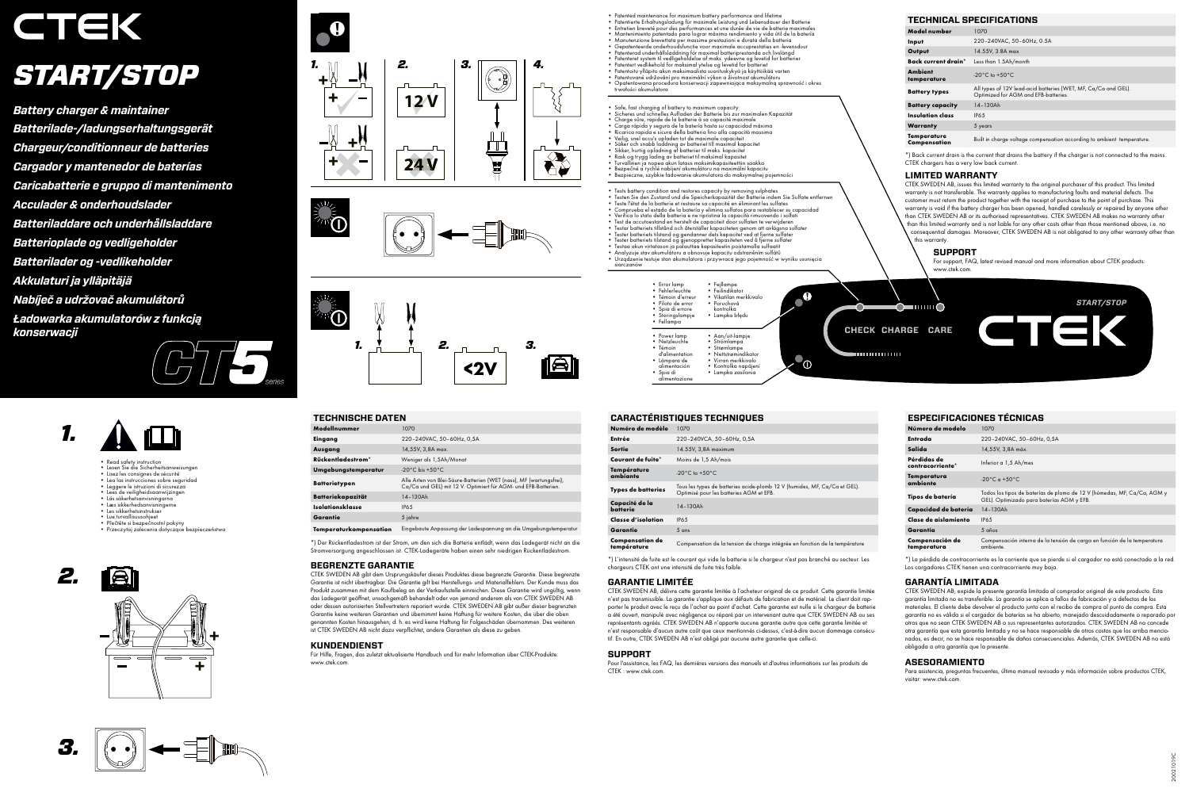# CTEK

# START/STOP

*Battery charger & maintainer*
*Batterilade-/ladungserhaltungsgerät*
*Chargeur/conditionneur de batteries*
*Cargador y mantenedor de baterías*
*Caricabatterie e gruppo di mantenimento*
*Acculader & onderhoudslader*
*Batteriladdare och underhållsladdare*
*Batterioplade og vedligeholder*
*Batterilader og -vedlikeholder*
*Akkulaturi ja ylläpitäjä*
*Nabíječ a udržovač akumulátorů*
*Ładowarka akumulatorów z funkcją konserwacji*

CT5 series

1. 2. 3. 4.

12 V

24 V

1. 2. 3.

<2V

- Patented maintenance for maximum battery performance and lifetime
- Patentierte Erhaltungsladung für maximale Leistung und Lebensdauer der Batterie
- Entretien breveté pour des performances et une durée de vie de batterie maximales
- Mantenimiento patentado para lograr máximo rendimiento y vida útil de la batería
- Manutenzione brevettata per massime prestazioni e durata della batteria
- Gepatenteerde onderhoudsfunctie voor maximale accuprestaties en -levensduur
- Patenterad underhållsladdning för maximal batteriprestanda och livslängd
- Patenteret system til vedligeholdelse af maks. ydeevne og levetid for batteriet
- Patentert vedlikehold for maksimal ytelse og levetid for batteriet
- Patentoitu ylläpito akun maksimaalista suorituskykyä ja käyttöikää varten
- Patentované udržování pro maximální výkon a životnost akumulátoru
- Opatentowana procedura konserwacji zapewniająca maksymalną sprawność i okres trwałości akumulatora

- Safe, fast charging of battery to maximum capacity
- Sicheres und schnelles Aufladen der Batterie bis zur maximalen Kapazität
- Charge sûre, rapide de la batterie à sa capacité maximale
- Carga rápida y segura de la batería hasta su capacidad máxima
- Ricarica rapida e sicura della batteria fino alla capacità massima
- Veilig, snel accu's opladen tot de maximale capaciteit
- Säker och snabb laddning av batteriet till maximal kapacitet
- Sikker, hurtig opladning af batteriet til maks. kapacitet
- Rask og trygg lading av batteriet til maksimal kapasitet
- Turvallinen ja nopea akun lataus maksimikapasiteettiin saakka
- Bezpečné a rychlé nabíjení akumulátoru na maximální kapacitu
- Bezpieczne, szybkie ładowanie akumulatora do maksymalnej pojemności

- Tests battery condition and restores capacity by removing sulphates
- Testen Sie den Zustand und die Speicherkapazität der Batterie indem Sie Sulfate entfernen
- Teste l'état de la batterie et restaure sa capacité en éliminant les sulfates
- Comprueba el estado de la batería y elimina sulfatos para restablecer su capacidad
- Verifica lo stato della batteria e ne ripristina la capacità rimuovendo i solfati
- Test de accutoestand en herstelt de capaciteit door sulfaten te verwijderen
- Testar batteriets tillstånd och återställer kapaciteten genom att avlägsna sulfater
- Tester batteriets tilstand og gendanner dets kapacitet ved at fjerne sulfater
- Tester batteriets tilstand og gjenoppretter kapasiteten ved å fjerne sulfater
- Testaa akun virtatason ja palauttaa kapasiteetin poistamalla sulfaatit
- Analyzuje stav akumulátoru a obnovuje kapacitu odstraněním sulfátů
- Urządzenie testuje stan akumulatora i przywraca jego pojemność w wyniku usunięcia siarczanów

- Error lamp
- Fehlerleuchte
- Témoin d'erreur
- Piloto de error
- Spia di errore
- Storingslampje
- Fellampa
- Fejllampe
- Feilindikator
- Vikatilan merkkivalo
- Poruchová kontrolka
- Lampka błędu

- Power lamp
- Netzleuchte
- Témoin d'alimentation
- Lámpara de alimentación
- Spia di alimentazione
- Aan/uit-lampje
- Strömlampa
- Strømlampe
- Nettstrømindikator
- Virran merkkivalo
- Kontrolka napájení
- Lampka zasilania

CHECK CHARGE CARE — START/STOP CTEK

## TECHNICAL SPECIFICATIONS

| | |
|---|---|
| **Model number** | 1070 |
| **Input** | 220–240VAC, 50–60Hz, 0.5A |
| **Output** | 14.55V, 3.8A max |
| **Back current drain*** | Less than 1.5Ah/month |
| **Ambient temperature** | -20°C to +50°C |
| **Battery types** | All types of 12V lead-acid batteries (WET, MF, Ca/Ca and GEL). Optimized for AGM and EFB-batteries. |
| **Battery capacity** | 14–130Ah |
| **Insulation class** | IP65 |
| **Warranty** | 5 years |
| **Temperature Compensation** | Built in charge voltage compensation according to ambient temperature. |

*) Back current drain is the current that drains the battery if the charger is not connected to the mains. CTEK chargers has a very low back current.

## LIMITED WARRANTY

CTEK SWEDEN AB, issues this limited warranty to the original purchaser of this product. This limited warranty is not transferable. The warranty applies to manufacturing faults and material defects. The customer must return the product together with the receipt of purchase to the point of purchase. This warranty is void if the battery charger has been opened, handled carelessly or repaired by anyone other than CTEK SWEDEN AB or its authorised representatives. CTEK SWEDEN AB makes no warranty other than this limited warranty and is not liable for any other costs other than those mentioned above, i.e. no consequential damages. Moreover, CTEK SWEDEN AB is not obligated to any other warranty other than this warranty.

## SUPPORT

For support, FAQ, latest revised manual and more information about CTEK products: www.ctek.com.

**1.**

- Read safety instruction
- Lesen Sie die Sicherheitsanweisungen
- Lisez les consignes de sécurité
- Lea las instrucciones sobre seguridad
- Leggere le istruzioni di sicurezza
- Lees de veiligheidsaanwijzingen
- Läs säkerhetsanvisningarna
- Læs sikkerhedsanvisningerne
- Les sikkerhetsinstrukser
- Lue turvallisuusohjeet
- Přečtěte si bezpečnostní pokyny
- Przeczytaj zalecenia dotyczące bezpieczeństwa

**2.**

**3.**

## TECHNISCHE DATEN

| | |
|---|---|
| **Modellnummer** | 1070 |
| **Eingang** | 220–240VAC, 50–60Hz, 0,5A |
| **Ausgang** | 14,55V, 3,8A max. |
| **Rückentladestrom*** | Weniger als 1,5Ah/Monat |
| **Umgebungstemperatur** | -20°C bis +50°C |
| **Batterietypen** | Alle Arten von Blei-Säure-Batterien (WET (nass), MF (wartungsfrei), Ca/Ca und GEL) mit 12 V. Optimiert für AGM- und EFB-Batterien. |
| **Batteriekapazität** | 14–130Ah |
| **Isolationsklasse** | IP65 |
| **Garantie** | 5 Jahre |
| **Temperaturkompensation** | Eingebaute Anpassung der Ladespannung an die Umgebungstemperatur |

*) Der Rückentladestrom ist der Strom, um den sich die Batterie entlädt, wenn das Ladegerät nicht an die Stromversorgung angeschlossen ist. CTEK-Ladegeräte haben einen sehr niedrigen Rückentladestrom.

## BEGRENZTE GARANTIE

CTEK SWEDEN AB gibt dem Ursprungskäufer dieses Produktes diese begrenzte Garantie. Diese begrenzte Garantie ist nicht übertragbar. Die Garantie gilt bei Herstellungs- und Materialfehlern. Der Kunde muss das Produkt zusammen mit dem Kaufbeleg an der Verkaufsstelle einreichen. Diese Garantie wird ungültig, wenn das Ladegerät geöffnet, unsachgemäß behandelt oder von jemand anderem als von CTEK SWEDEN AB oder dessen autorisierten Stellvertretern repariert wurde. CTEK SWEDEN AB gibt außer dieser begrenzten Garantie keine weiteren Garantien und übernimmt keine Haftung für weitere Kosten, die über die oben genannten Kosten hinausgehen, d. h. es wird keine Haftung für Folgeschäden übernommen. Des weiteren ist CTEK SWEDEN AB nicht dazu verpflichtet, andere Garantien als diese zu geben.

## KUNDENDIENST

Für Hilfe, Fragen, das zuletzt aktualisierte Handbuch und für mehr Information über CTEK-Produkte: www.ctek.com.

## CARACTÉRISTIQUES TECHNIQUES

| | |
|---|---|
| **Numéro de modèle** | 1070 |
| **Entrée** | 220–240VCA, 50–60Hz, 0,5A |
| **Sortie** | 14.55V, 3,8A maximum |
| **Courant de fuite*** | Moins de 1,5 Ah/mois |
| **Température ambiante** | -20°C to +50°C |
| **Types de batteries** | Tous les types de batteries acide-plomb 12 V (humides, MF, Ca/Ca et GEL). Optimisé pour les batteries AGM et EFB. |
| **Capacité de la batterie** | 14–130Ah |
| **Classe d'isolation** | IP65 |
| **Garantie** | 5 ans |
| **Compensation de température** | Compensation de la tension de charge intégrée en fonction de la température |

*) L'intensité de fuite est le courant qui vide la batterie si le chargeur n'est pas branché au secteur. Les chargeurs CTEK ont une intensité de fuite très faible.

## GARANTIE LIMITÉE

CTEK SWEDEN AB, délivre cette garantie limitée à l'acheteur original de ce produit. Cette garantie limitée n'est pas transmissible. La garantie s'applique aux défauts de fabrication et de matériel. Le client doit rapporter le produit avec le reçu de l'achat au point d'achat. Cette garantie est nulle si le chargeur de batterie a été ouvert, manipulé avec négligence ou réparé par un intervenant autre que CTEK SWEDEN AB ou ses représentants agréés. CTEK SWEDEN AB n'apporte aucune garantie autre que cette garantie limitée et n'est responsable d'aucun autre coût que ceux mentionnés ci-dessus, c'est-à-dire aucun dommage consécutif. En outre, CTEK SWEDEN AB n'est obligé par aucune autre garantie que celle-ci.

## SUPPORT

Pour l'assistance, les FAQ, les dernières versions des manuels et d'autres informations sur les produits de CTEK : www.ctek.com.

## ESPECIFICACIONES TÉCNICAS

| | |
|---|---|
| **Número de modelo** | 1070 |
| **Entrada** | 220–240VCA, 50–60Hz, 0,5A |
| **Salida** | 14,55V, 3,8A máx. |
| **Pérdidas de contracorriente*** | Inferior a 1,5 Ah/mes |
| **Temperatura ambiente** | -20°C a +50°C |
| **Tipos de batería** | Todos los tipos de baterías de plomo de 12 V (húmedas, MF, Ca/Ca, AGM y GEL). Optimizado para baterías AGM y EFB. |
| **Capacidad de batería** | 14–130Ah |
| **Clase de aislamiento** | IP65 |
| **Garantía** | 5 años |
| **Compensación de temperatura** | Compensación interna de la tensión de carga en función de la temperatura ambiente. |

*) La pérdida de contracorriente es la corriente que se pierde si el cargador no está conectado a la red. Los cargadores CTEK tienen una contracorriente muy baja.

## GARANTÍA LIMITADA

CTEK SWEDEN AB, expide la presente garantía limitada al comprador original de este producto. Esta garantía limitada no es transferible. La garantía se aplica a fallos de fabricación y a defectos de los materiales. El cliente debe devolver el producto junto con el recibo de compra al punto de compra. Esta garantía no es válida si el cargador de baterías se ha abierto, manejado descuidadamente o reparado por otros que no sean CTEK SWEDEN AB o sus representantes autorizados. CTEK SWEDEN AB no concede otra garantía que esta garantía limitada y no se hace responsable de otros costes que los arriba mencionados, es decir, no se hace responsable de daños consecuenciales. Además, CTEK SWEDEN AB no está obligada a otra garantía que la presente.

## ASESORAMIENTO

Para asistencia, preguntas frecuentes, último manual revisado y más información sobre productos CTEK, visitar: www.ctek.com.

20021019C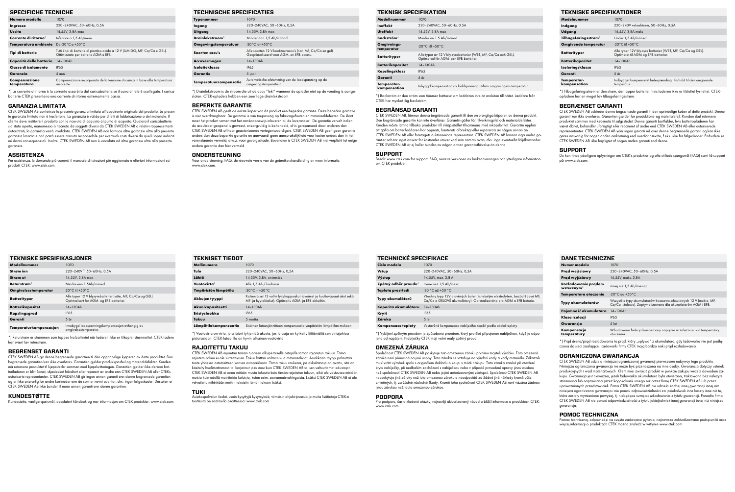## SPECIFICHE TECNICHE

| | |
|---|---|
| **Numero modello** | 1070 |
| **Ingresso** | 220–240VAC, 50–60Hz, 0,5A |
| **Uscita** | 14,55V, 3,8A max |
| **Corrente di ritorno*** | Inferiore a 1,5 Ah/mese |
| **Temperatura ambiente** | Da -20°C a +50°C |
| **Tipi di batterie** | Tutti i tipi di batterie al piombo-acido a 12 V (UMIDO, MF, Ca/Ca e GEL). Ottimizzato per batterie AGM e EFB. |
| **Capacità delle batterie** | 14–130Ah |
| **Classe di isolamento** | IP65 |
| **Garanzia** | 5 anni |
| **Compensazione temperatura** | Compensazione incorporata della tensione di carica in base alla temperatura ambiente |

*) La corrente di ritorno è la corrente assorbita dal caricabatterie se il cavo di rete è scollegato. I caricabatterie CTEK presentano una corrente di ritorno estremamente bassa.

### GARANZIA LIMITATA

CTEK SWEDEN AB conferisce la presente garanzia limitata all'acquirente originale del prodotto. La presente garanzia limitata non è trasferibile. La garanzia è valida per difetti di fabbricazione o del materiale. Il cliente deve restituire il prodotto con la ricevuta di acquisto al punto di acquisto. Qualora il caricabatterie sia stato aperto, manomesso o riparato da soggetti diversi da CTEK SWEDEN AB o relativi rappresentanti autorizzati, la garanzia verrà invalidata. CTEK SWEDEN AB non fornisce altre garanzie oltre alla presente garanzia limitata e non potrà essere ritenuta responsabile per eventuali costi diversi da quelli sopra indicati né danni consequenziali. Inoltre, CTEK SWEDEN AB non è vincolata ad altre garanzie oltre alla presente garanzia.

### ASSISTENZA

Per assistenza, le domande più comuni, il manuale di istruzioni più aggiornato e ulteriori informazioni sui prodotti CTEK: www.ctek.com.

## TECHNISCHE SPECIFICATIES

| | |
|---|---|
| **Typenummer** | 1070 |
| **Ingang** | 220–240VAC, 50–60Hz, 0,5A |
| **Uitgang** | 14,55V, 3,8A max |
| **Drainlekstroom*** | Minder dan 1,5 Ah/maand |
| **Omgevingstemperatuur** | -20°C tot +50°C |
| **Soorten accu's** | Alle soorten 12 V-loodzuuraccu's (nat, MF, Ca/Ca en gel) Geoptimaliseerd voor AGM- en EFB-accu's. |
| **Accuvermogen** | 14–130Ah |
| **Isolatieklasse** | IP65 |
| **Garantie** | 5 jaar |
| **Temperatuurcompensatie** | Automatische afstemming van de laadspanning op de omgevingstemperatuur |

*) Drainlekstroom is de stroom die uit de accu "lekt" wanneer de oplader niet op de voeding is aangesloten. CTEK-opladers hebben een zeer lage drainlekstroom.

### BEPERKTE GARANTIE

CTEK SWEDEN AB geeft de eerste koper van dit product een beperkte garantie. Deze beperkte garantie is niet overdraagbaar. De garantie is van toepassing op fabricagefouten en materiaaldefecten. De klant moet het product samen met het aankoopbewijs inleveren bij de leverancier. De garantie vervalt indien de acculader geopend is geweest, onzorgvuldig is behandeld, of is gerepareerd door anderen dan CTEK SWEDEN AB of haar geautoriseerde vertegenwoordigers. CTEK SWEDEN AB geeft geen garantie anders dan deze beperkte garantie en aanvaardt geen aansprakelijkheid voor kosten anders dan in het voorstaande vermeld, d.w.z. voor gevolgschade. Bovendien is CTEK SWEDEN AB niet verplicht tot enige andere garantie dan hier vermeld.

### ONDERSTEUNING

Voor ondersteuning, FAQ, de nieuwste versie van de gebruikershandleiding en meer informatie: www.ctek.com.

## TEKNISK SPECIFIKATION

| | |
|---|---|
| **Modellnummer** | 1070 |
| **Ineffekt** | 220–240VAC, 50–60Hz, 0.5A |
| **Uteffekt** | 14.55V, 3.8A max |
| **Backström*** | Mindre än 1.5 Ah/månad |
| **Omgivningstemperatur** | -20°C till +50°C |
| **Batterityper** | Alla typer av 12 V bly-syrabatterier (WET, MF, Ca/Ca och GEL). Optimerad för AGM- och EFB-batterier. |
| **Batterikapacitet** | 14–130Ah |
| **Kapslingsklass** | IP65 |
| **Garanti** | 5 år |
| **Temperaturkompensation** | Inbyggd kompensation av laddspänning utifrån omgivningens temperatur |

*) Backström är den ström som tömmer batteriet om laddaren inte är ansluten till nätet. Laddare från CTEK har mycket låg backström.

### BEGRÄNSAD GARANTI

CTEK SWEDEN AB, lämnar denna begränsade garanti till den ursprungliga köparen av denna produkt. Den begränsade garantin kan inte överföras. Garantin gäller för tillverkningsfel och materialdefekter. Kunden måste lämna tillbaka produkten till inköpsstället tillsammans med inköpskvittot. Garantin upphör att gälla om batteriladdaren har öppnats, hanterats oförsiktigt eller reparerats av någon annan än CTEK SWEDEN AB eller företagets auktoriserade representant. CTEK SWEDEN AB lämnar inga andra garantier och tar inget ansvar för kostnader utöver vad som nämnts ovan, dvs. inga eventuella följdkostnader. CTEK SWEDEN AB är ej heller bunden av någon annan garantiutfästelse än denna.

### SUPPORT

Besök: www.ctek.com för support, FAQ, senaste versionen av bruksanvisningen och ytterligare information om CTEK-produkter.

## TEKNISKE SPECIFIKATIONER

| | |
|---|---|
| **Modelnummer** | 1070 |
| **Indgang** | 220–240V vekselstrøm, 50–60Hz, 0,5A |
| **Udgang** | 14,55V, 3,8A maks |
| **Tilbageføringsstrøm*** | Under 1,5 Ah/måned |
| **Omgivende temperatur** | -20°C til +50°C |
| **Batterityper** | Alle typer 12V bly-syre batterier (WET, MF, Ca/Ca og GEL). Optimeret til AGM og EFB-batterier. |
| **Batterikapacitet** | 14–130Ah |
| **Isoleringsklasse** | IP65 |
| **Garanti** | 5 år |
| **Temperaturkompensation** | Indbygget kompenseret ladespænding i forhold til den omgivende temperatur |

*) Tilbageføringsstrøm er den strøm, der tapper batteriet, hvis laderen ikke er tilsluttet lysnettet. CTEK-opladere har en meget lav tilbageføringsstrøm.

### BEGRÆNSET GARANTI

CTEK SWEDEN AB udsteder denne begrænsede garanti til den oprindelige køber af dette produkt. Denne garanti kan ikke overføres. Garantien gælder for produktions- og materialefejl. Kunden skal returnere produktet sammen med købsnota til salgsstedet. Denne garanti bortfalder, hvis batteriopladeren har været åbnet, behandlet uforsigtigt eller repareret af andre end CTEK SWEDEN AB eller autoriserede repræsentanter. CTEK SWEDEN AB yder ingen garanti ud over denne begrænsede garanti og kan ikke gøres ansvarlig for nogen anden omkostning end ovenfor nævnte, f.eks. ikke for følgeskader. Endvidere er CTEK SWEDEN AB ikke forpligtet af nogen anden garanti end denne.

### SUPPORT

Du kan finde yderligere oplysninger om CTEK's produkter og ofte stillede spørgsmål (FAQ) samt få support på www.ctek.com.

## TEKNISKE SPESIFIKASJONER

| | |
|---|---|
| **Modellnummer** | 1070 |
| **Strøm inn** | 220–240V~, 50–60Hz, 0,5A |
| **Strøm ut** | 14,55V, 3,8A maks |
| **Returstrøm*** | Mindre enn 1,5Ah/måned |
| **Omgivelsestemperatur** | 20°C til +50°C |
| **Batterityper** | Alle typer 12 V blysyrebatterier (våte, MF, Ca/Ca og GEL). Optimalisert for AGM- og EFB-batterier. |
| **Batterikapasitet** | 14–130Ah |
| **Kapslingsgrad** | IP65 |
| **Garanti** | 5 år |
| **Temperaturkompensasjon** | Innebygd ladespenningskompensasjon avhengig av omgivelsestemperatur. |

*) Returstrøm er strømmen som tappes fra batteriet når laderen ikke er tilkoplet strømnettet. CTEK-ladere har svært lav returstrøm.

### BEGRENSET GARANTI

CTEK SWEDEN AB gir denne begrensede garantien til den opprinnelige kjøperen av dette produktet. Den begrensede garantien kan ikke overføres. Garantien gjelder produksjonsfeil og materialdefekter. Kunden må returnere produktet til kjøpsstedet sammen med kjøpskvitteringen. Garantien gjelder ikke dersom batteriladeren er blitt åpnet, skjødesløst håndtert eller reparert av andre enn CTEK SWEDEN AB eller CTEKs autoriserte representanter. CTEK SWEDEN AB gir ingen annen garanti enn denne begrensede garantien og er ikke ansvarlig for andre kostnader enn de som er nevnt ovenfor, dvs. ingen følgeskader. Dessuten er CTEK SWEDEN AB ikke bundet til noen annen garanti enn denne garantien.

### KUNDESTØTTE

Kundestøtte, vanlige spørsmål, oppdatert håndbok og mer informasjon om CTEK-produkter: www.ctek.com.

## TEKNISET TIEDOT

| | |
|---|---|
| **Mallinumero** | 1070 |
| **Tulo** | 220–240VAC, 50–60Hz, 0,5A |
| **Lähtö** | 14,55V, 3,8A, enimmäis |
| **Vuotovirta*** | Alle 1,5 Ah / kuukausi |
| **Ympäristön lämpötila** | -20°C – +50°C |
| **Akkujen tyyppi** | Kaikenlaiset 12 voltin lyijyhappoakut (avoimet ja huoltovapaat akut sekä MF- ja hyytelöakut). Optimoitu AGM- ja EFB-akkuihin. |
| **Akun kapasiteetti** | 14–130Ah |
| **Eristysluokka** | IP65 |
| **Takuu** | 5 vuotta |
| **Lämpötilakompensaatio** | Sisäinen latausjännitteen kompensaatio ympäristön lämpötilan mukaan |

*) Vuotovirta on virta, jota laturi tyhjentää akusta, jos lataaja on kytketty liittämättä sen virtajohtoa pistorasiaan. CTEK-lataajilla on hyvin alhainen vuotovirta.

### RAJOITETTU TAKUU

CTEK SWEDEN AB myöntää tämän tuotteen alkuperäiselle ostajalle tämän rajoitetun takuun. Tämä rajoitettu takuu ei ole siirrettävissä. Takuu kattaa valmistus- ja materiaaliviat. Asiakkaan täytyy palauttaa tuote yhdessä ostotositteen kanssa ostopaikkaan. Tämä takuu raukeaa, jos akkulataaja on avattu, sitä on käsitelty huolimattomasti tai korjannut joku muu kuin CTEK SWEDEN AB tai sen valtuuttamat edustajat. CTEK SWEDEN AB ei anna mitään muuta takuuta kuin tämän rajoitetun takuun, eikä ole vastuussa mistään muista kuin edellä mainituista kuluista, kuten esim. seurannaisvahingoista. Lisäksi CTEK SWEDEN AB ei ole velvoitettu mihinkään muihin takuisiin kuin tämän takuun lisäksi.

### TUKI

Asiakaspalvelun tiedot, usein kysyttyjä kysymyksiä, viimeisin ohjekirjaversio ja muita lisätietoja CTEK:n tuotteista on saatavilla osoitteessa: www.ctek.com.

## TECHNICKÉ SPECIFIKACE

| | |
|---|---|
| **Číslo modelu** | 1070 |
| **Vstup** | 220–240VAC, 50–60Hz, 0,5A |
| **Výstup** | 14,55V, max. 3,8 A |
| **Zpětný odběr proudu*** | méně než 1,5 Ah/měsíc |
| **Teplota prostředí** | -20 °C až +50 °C |
| **Typy akumulátorů** | Všechny typy 12V olověných baterií (s tekutým elektrolytem, bezúdržbové MF, Ca/Ca a GELOVÉ akumulátory). Optimalizováno pro AGM a EFB baterie. |
| **Kapacita akumulátoru** | 14–130Ah |
| **Krytí** | IP65 |
| **Záruka** | 5 let |
| **Kompenzace teploty** | Vestavěná kompenzace nabíjecího napětí podle okolní teploty. |

*) Vybíjení zpětným proudem je způsobeno proudem, který protéká připojenou nabíječkou, když je odpojena od napájení. Nabíječky CTEK mají velmi malý zpětný proud.

### OMEZENÁ ZÁRUKA

Společnost CTEK SWEDEN AB poskytuje tuto omezenou záruku prvnímu majiteli výrobku. Tato omezená záruka není přenosná na jiné osoby. Tato záruka se vztahuje na výrobní vady a vady materiálu. Zákazník musí vrátit výrobek spolu s originálem dokladu o koupi v místě nákupu. Tato záruka zaniká při otevření krytu nabíječky, při nedbalém zacházení s nabíječkou nebo v případě provedení opravy jinou osobou než společností CTEK SWEDEN AB nebo jejími autorizovanými zástupci. Společnost CTEK SWEDEN AB neposkytuje jiné záruky než tuto omezenou záruku a neodpovídá za žádné jiné náklady kromě výše zmíněných, tj. za žádné následné škody. Kromě toho společnost CTEK SWEDEN AB není vázána žádnou jinou zárukou než touto omezenou zárukou.

### PODPORA

Pro podporu, často kladené otázky, nejnovější aktualizovaný návod a bližší informace o produktech CTEK: www.ctek.com.

## DANE TECHNICZNE

| | |
|---|---|
| **Numer modelu** | 1070 |
| **Prąd wejściowy** | 220–240VAC, 50–60Hz, 0,5A |
| **Prąd wyjściowy** | 14,55V, maks. 3,8A |
| **Rozładowanie prądem wstecznym*** | mniej niż 1,5 Ah/miesiąc |
| **Temperatura otoczenia** | -20°C do +50°C |
| **Typy akumulatorów** | Wszystkie typy akumulatorów kwasowo-ołowiowych 12 V (mokre, MF, Ca/Ca i żelowe). Zoptymalizowano dla akumulatorów AGM i EFB. |
| **Pojemność akumulatora** | 14–130Ah |
| **Klasa izolacji** | IP65 |
| **Gwarancja** | 5 lat |
| **Kompensacja temperatury** | Wbudowana funkcja kompensacji napięcia w zależności od temperatury otoczenia |

*) Prąd drenu/prąd rozładowania to prąd, który „upływa" z akumulatora, gdy ładowarka nie jest podłączona do sieci zasilającej. Ładowarki firmy CTEK mają bardzo niski prąd rozładowania.

### OGRANICZONA GWARANCJA

CTEK SWEDEN AB udziela niniejszej ograniczonej gwarancji pierwszemu nabywcy tego produktu. Niniejsza ograniczona gwarancja nie może być przeniesiona na inne osoby. Gwarancja dotyczy usterek produkcyjnych i wad materiałowych. Klient musi zwrócić produkt w punkcie zakupu wraz z dowodem zakupu. Gwarancja jest nieważna, jeżeli ładowarka akumulatora była otwierana, traktowana bez należytej staranności lub naprawiana przez kogokolwiek innego niż przez firmę CTEK SWEDEN AB lub przez upoważnionych przedstawicieli. Firma CTEK SWEDEN AB nie udziela żadnej innej gwarancji innej niż niniejsza ograniczona gwarancja i nie ponosi odpowiedzialności za jakiekolwiek inne koszty inne niż te, które zostały wymienione powyżej, tj. niebędące sumą odszkodowania z tytułu gwarancji. Ponadto firma CTEK SWEDEN AB nie ponosi odpowiedzialności z tytułu jakiejkolwiek innej gwarancji innej niż niniejsza gwarancja.

### POMOC TECHNICZNA

Pomoc techniczną, odpowiedzi na często zadawane pytania, najnowsze zaktualizowane podręczniki oraz więcej informacji o produktach CTEK można znaleźć w witrynie www.ctek.com.